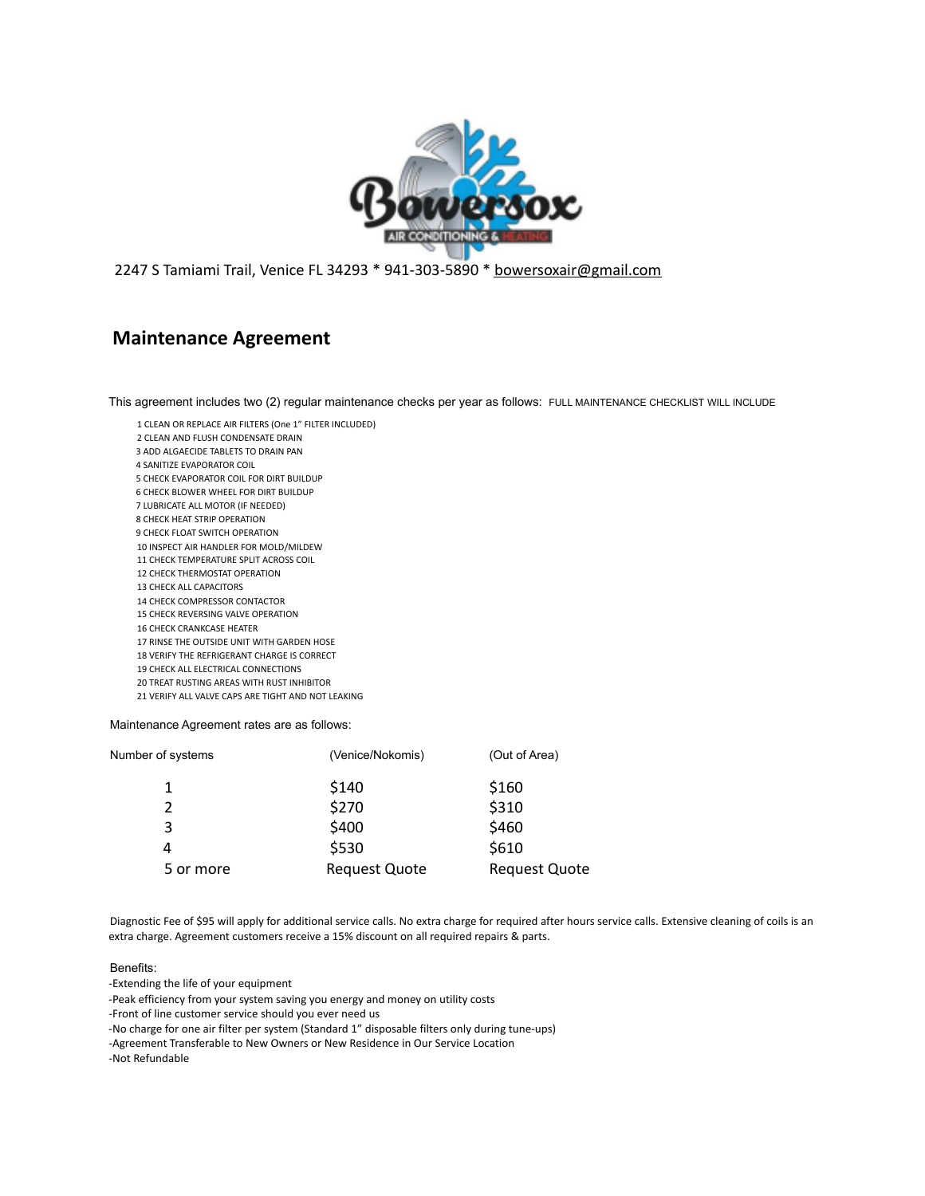2247 S Tamiami Trail, Venice FL 34293 * 941-303-5890 * bowersoxair@gmail.com

## Maintenance Agreement

This agreement includes two (2) regular maintenance checks per year as follows: FULL MAINTENANCE CHECKLIST WILL INCLUDE

1 CLEAN OR REPLACE AIR FILTERS (One 1" FILTER INCLUDED)
2 CLEAN AND FLUSH CONDENSATE DRAIN
3 ADD ALGAECIDE TABLETS TO DRAIN PAN
4 SANITIZE EVAPORATOR COIL
5 CHECK EVAPORATOR COIL FOR DIRT BUILDUP
6 CHECK BLOWER WHEEL FOR DIRT BUILDUP
7 LUBRICATE ALL MOTOR (IF NEEDED)
8 CHECK HEAT STRIP OPERATION
9 CHECK FLOAT SWITCH OPERATION
10 INSPECT AIR HANDLER FOR MOLD/MILDEW
11 CHECK TEMPERATURE SPLIT ACROSS COIL
12 CHECK THERMOSTAT OPERATION
13 CHECK ALL CAPACITORS
14 CHECK COMPRESSOR CONTACTOR
15 CHECK REVERSING VALVE OPERATION
16 CHECK CRANKCASE HEATER
17 RINSE THE OUTSIDE UNIT WITH GARDEN HOSE
18 VERIFY THE REFRIGERANT CHARGE IS CORRECT
19 CHECK ALL ELECTRICAL CONNECTIONS
20 TREAT RUSTING AREAS WITH RUST INHIBITOR
21 VERIFY ALL VALVE CAPS ARE TIGHT AND NOT LEAKING

Maintenance Agreement rates are as follows:

| Number of systems | (Venice/Nokomis) | (Out of Area) |
|---|---|---|
| 1 | $140 | $160 |
| 2 | $270 | $310 |
| 3 | $400 | $460 |
| 4 | $530 | $610 |
| 5 or more | Request Quote | Request Quote |

Diagnostic Fee of $95 will apply for additional service calls. No extra charge for required after hours service calls. Extensive cleaning of coils is an extra charge. Agreement customers receive a 15% discount on all required repairs & parts.

Benefits:

-Extending the life of your equipment
-Peak efficiency from your system saving you energy and money on utility costs
-Front of line customer service should you ever need us
-No charge for one air filter per system (Standard 1" disposable filters only during tune-ups)
-Agreement Transferable to New Owners or New Residence in Our Service Location
-Not Refundable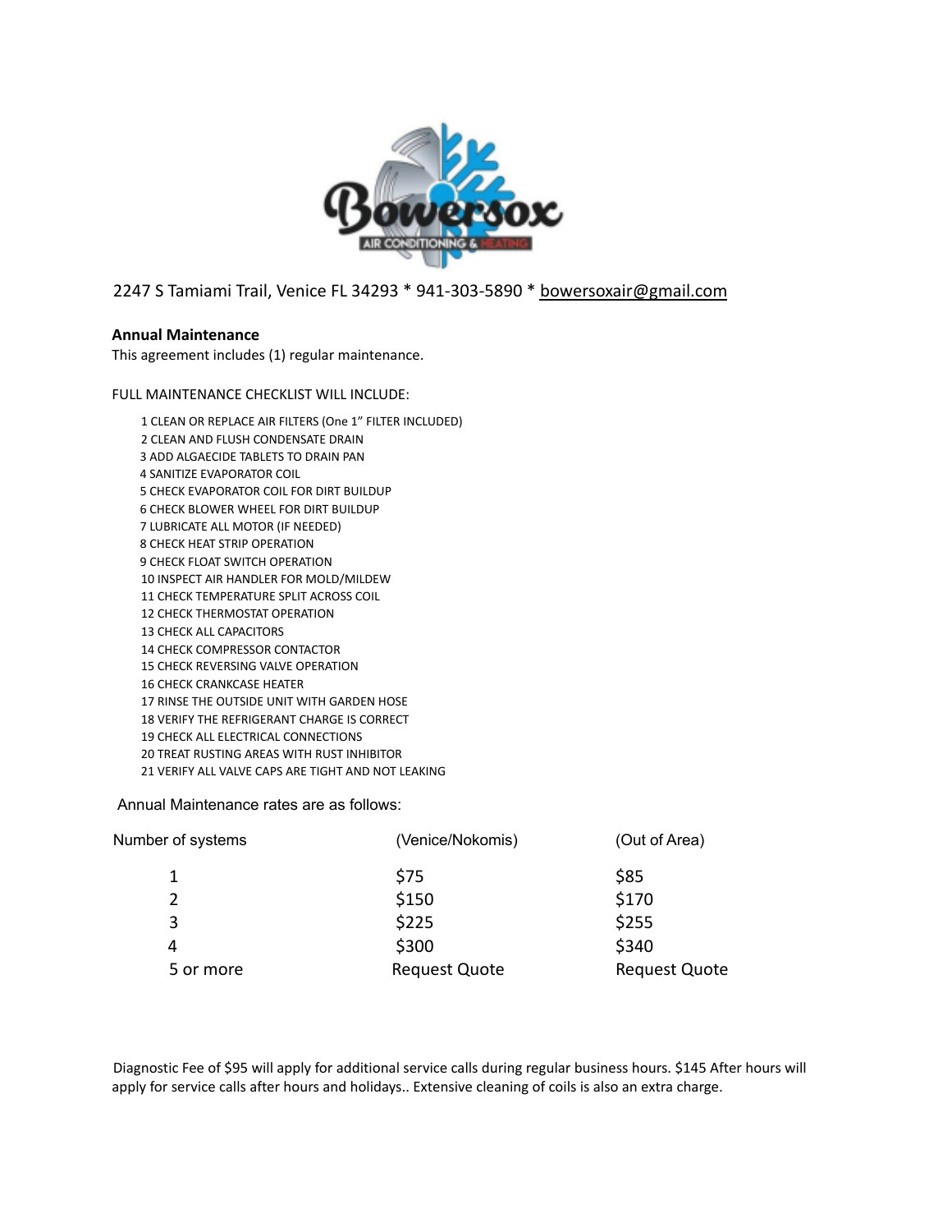Bowersox AIR CONDITIONING & HEATING

2247 S Tamiami Trail, Venice FL 34293 * 941-303-5890 * bowersoxair@gmail.com

**Annual Maintenance**

This agreement includes (1) regular maintenance.

FULL MAINTENANCE CHECKLIST WILL INCLUDE:

1 CLEAN OR REPLACE AIR FILTERS (One 1" FILTER INCLUDED)
2 CLEAN AND FLUSH CONDENSATE DRAIN
3 ADD ALGAECIDE TABLETS TO DRAIN PAN
4 SANITIZE EVAPORATOR COIL
5 CHECK EVAPORATOR COIL FOR DIRT BUILDUP
6 CHECK BLOWER WHEEL FOR DIRT BUILDUP
7 LUBRICATE ALL MOTOR (IF NEEDED)
8 CHECK HEAT STRIP OPERATION
9 CHECK FLOAT SWITCH OPERATION
10 INSPECT AIR HANDLER FOR MOLD/MILDEW
11 CHECK TEMPERATURE SPLIT ACROSS COIL
12 CHECK THERMOSTAT OPERATION
13 CHECK ALL CAPACITORS
14 CHECK COMPRESSOR CONTACTOR
15 CHECK REVERSING VALVE OPERATION
16 CHECK CRANKCASE HEATER
17 RINSE THE OUTSIDE UNIT WITH GARDEN HOSE
18 VERIFY THE REFRIGERANT CHARGE IS CORRECT
19 CHECK ALL ELECTRICAL CONNECTIONS
20 TREAT RUSTING AREAS WITH RUST INHIBITOR
21 VERIFY ALL VALVE CAPS ARE TIGHT AND NOT LEAKING

Annual Maintenance rates are as follows:

| Number of systems | (Venice/Nokomis) | (Out of Area) |
|---|---|---|
| 1 | $75 | $85 |
| 2 | $150 | $170 |
| 3 | $225 | $255 |
| 4 | $300 | $340 |
| 5 or more | Request Quote | Request Quote |

Diagnostic Fee of $95 will apply for additional service calls during regular business hours. $145 After hours will apply for service calls after hours and holidays.. Extensive cleaning of coils is also an extra charge.